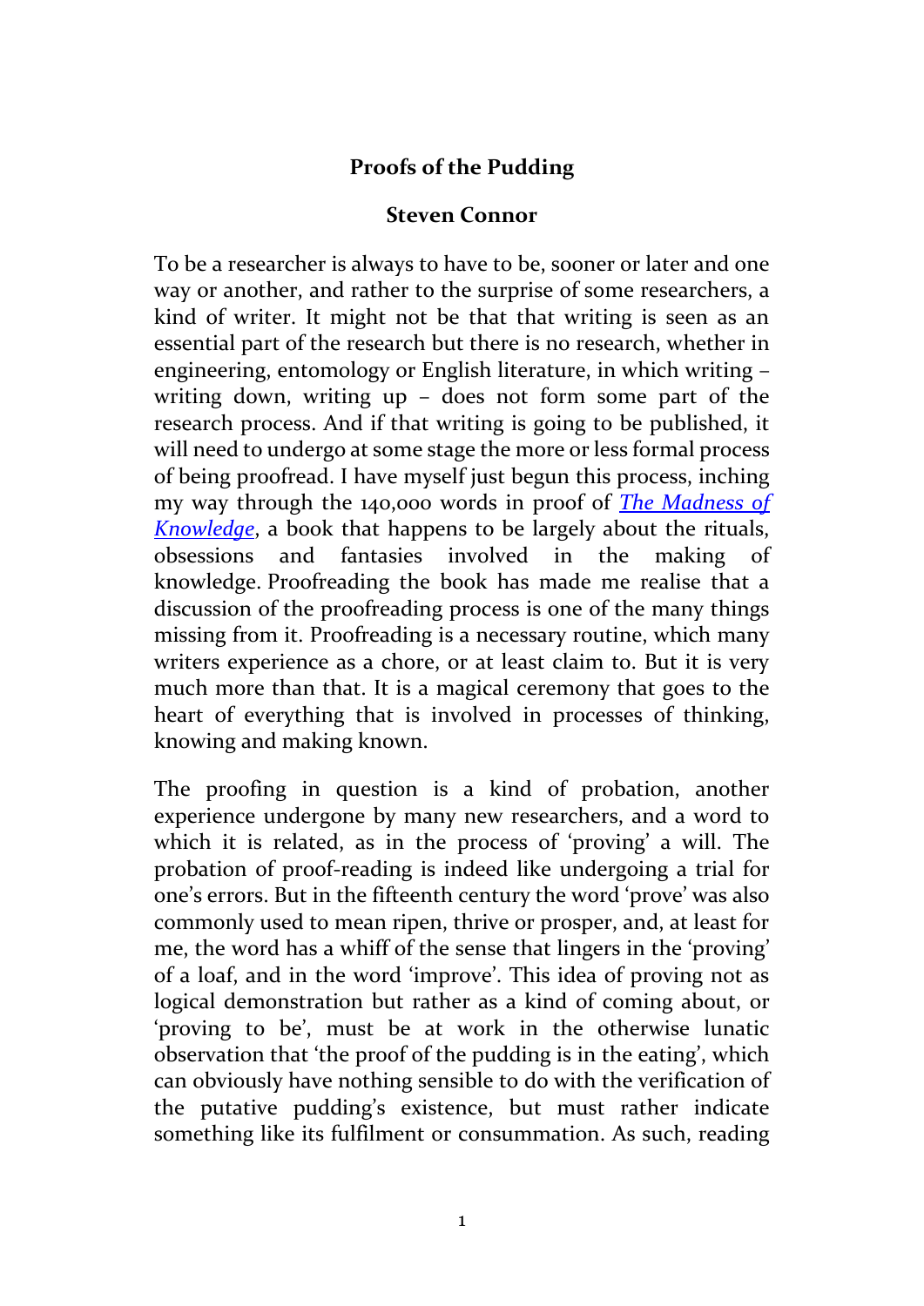# Proofs of the Pudding

## Steven Connor

To be a researcher is always to have to be, sooner or later and one way or another, and rather to the surprise of some researchers, a kind of writer. It might not be that that writing is seen as an essential part of the research but there is no research, whether in engineering, entomology or English literature, in which writing – writing down, writing up – does not form some part of the research process. And if that writing is going to be published, it will need to undergo at some stage the more or less formal process of being proofread. I have myself just begun this process, inching my way through the 140,000 words in proof of *The Madness of Knowledge*, a book that happens to be largely about the rituals, obsessions and fantasies involved in the making of knowledge. Proofreading the book has made me realise that a discussion of the proofreading process is one of the many things missing from it. Proofreading is a necessary routine, which many writers experience as a chore, or at least claim to. But it is very much more than that. It is a magical ceremony that goes to the heart of everything that is involved in processes of thinking, knowing and making known.

The proofing in question is a kind of probation, another experience undergone by many new researchers, and a word to which it is related, as in the process of 'proving' a will. The probation of proof-reading is indeed like undergoing a trial for one's errors. But in the fifteenth century the word 'prove' was also commonly used to mean ripen, thrive or prosper, and, at least for me, the word has a whiff of the sense that lingers in the 'proving' of a loaf, and in the word 'improve'. This idea of proving not as logical demonstration but rather as a kind of coming about, or 'proving to be', must be at work in the otherwise lunatic observation that 'the proof of the pudding is in the eating', which can obviously have nothing sensible to do with the verification of the putative pudding's existence, but must rather indicate something like its fulfilment or consummation. As such, reading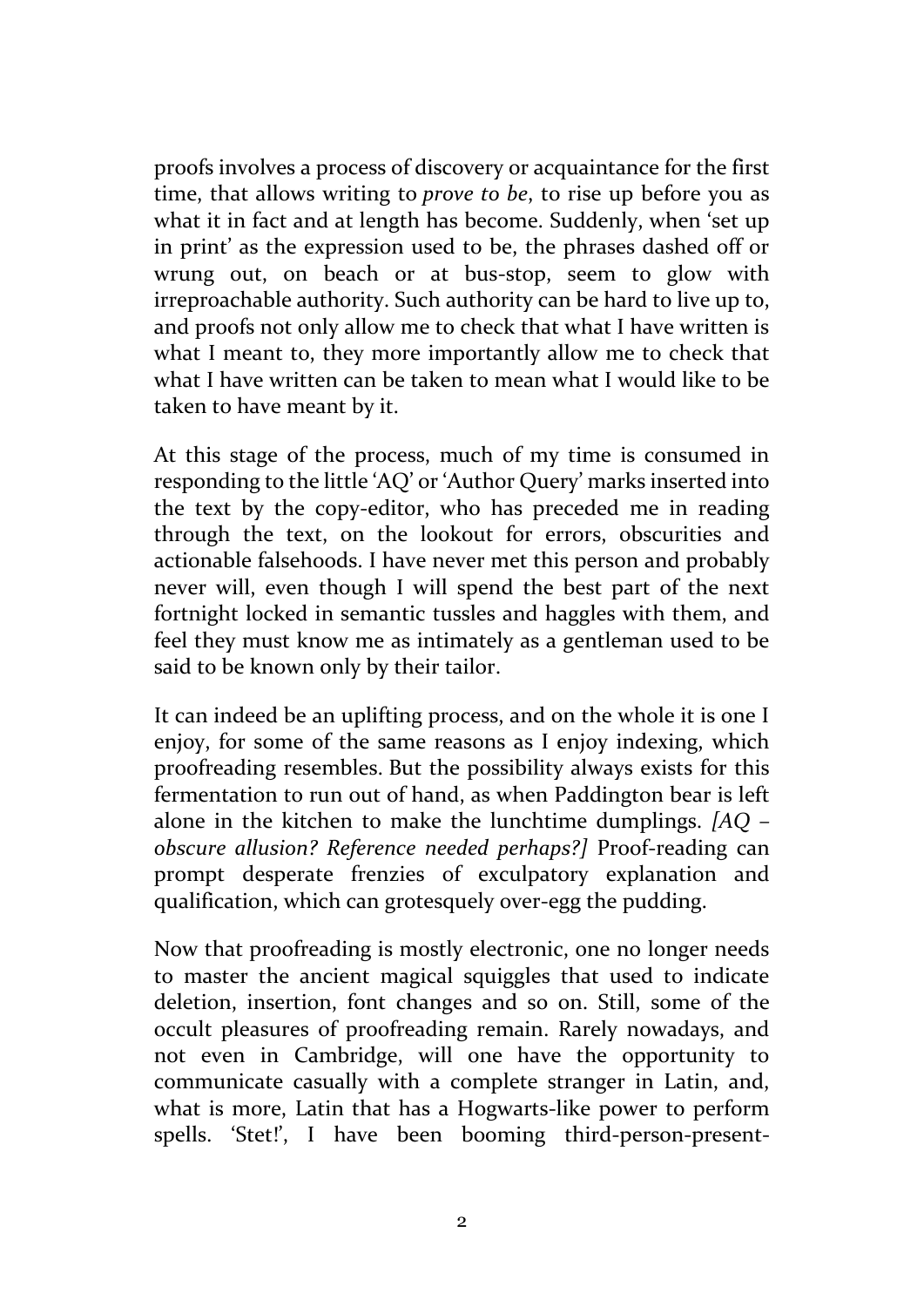proofs involves a process of discovery or acquaintance for the first time, that allows writing to *prove to be*, to rise up before you as what it in fact and at length has become. Suddenly, when 'set up in print' as the expression used to be, the phrases dashed off or wrung out, on beach or at bus-stop, seem to glow with irreproachable authority. Such authority can be hard to live up to, and proofs not only allow me to check that what I have written is what I meant to, they more importantly allow me to check that what I have written can be taken to mean what I would like to be taken to have meant by it.

At this stage of the process, much of my time is consumed in responding to the little 'AQ' or 'Author Query' marks inserted into the text by the copy-editor, who has preceded me in reading through the text, on the lookout for errors, obscurities and actionable falsehoods. I have never met this person and probably never will, even though I will spend the best part of the next fortnight locked in semantic tussles and haggles with them, and feel they must know me as intimately as a gentleman used to be said to be known only by their tailor.

It can indeed be an uplifting process, and on the whole it is one I enjoy, for some of the same reasons as I enjoy indexing, which proofreading resembles. But the possibility always exists for this fermentation to run out of hand, as when Paddington bear is left alone in the kitchen to make the lunchtime dumplings. *[AQ – obscure allusion? Reference needed perhaps?]* Proof-reading can prompt desperate frenzies of exculpatory explanation and qualification, which can grotesquely over-egg the pudding.

Now that proofreading is mostly electronic, one no longer needs to master the ancient magical squiggles that used to indicate deletion, insertion, font changes and so on. Still, some of the occult pleasures of proofreading remain. Rarely nowadays, and not even in Cambridge, will one have the opportunity to communicate casually with a complete stranger in Latin, and, what is more, Latin that has a Hogwarts-like power to perform spells. 'Stet!', I have been booming third-person-present-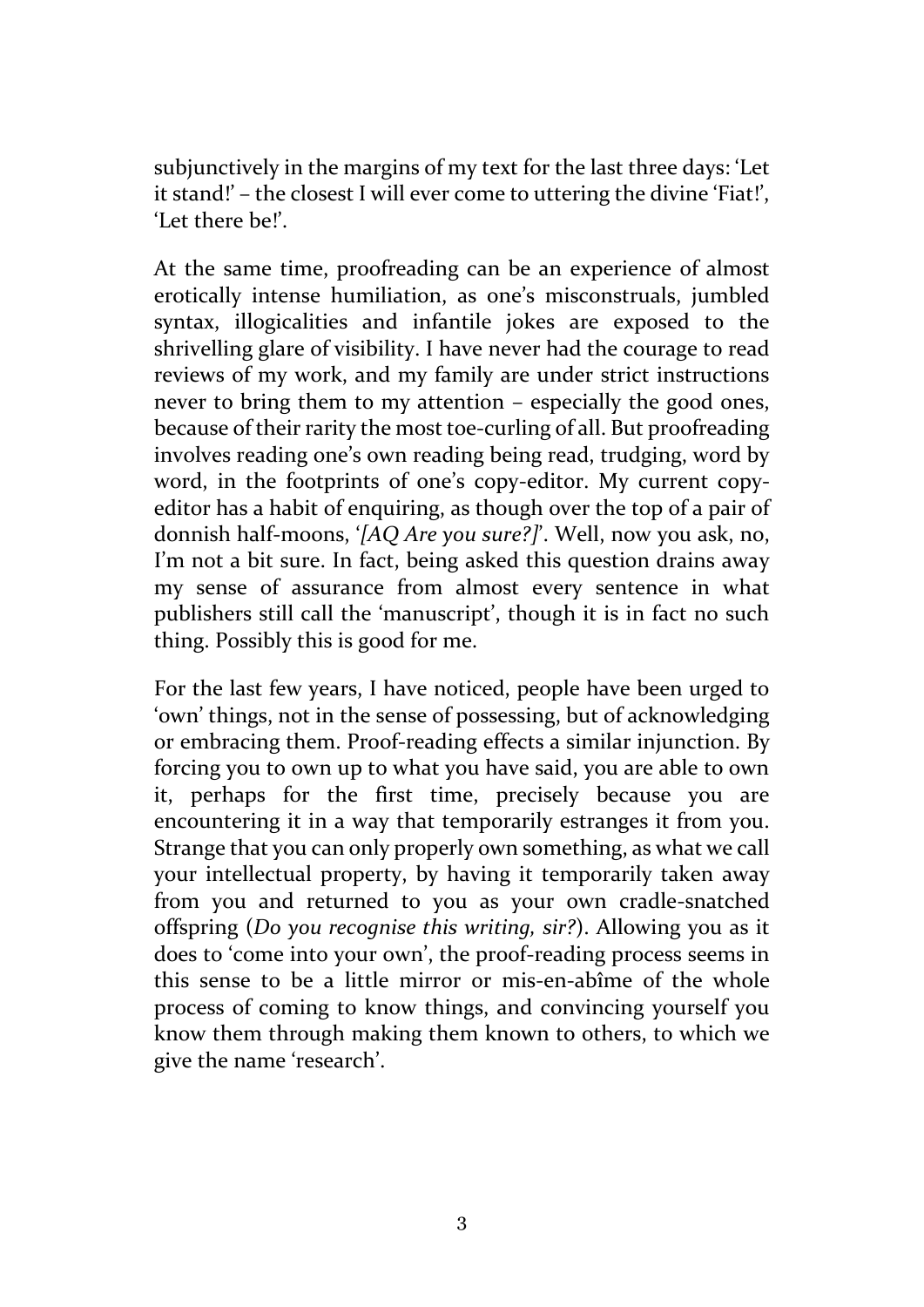subjunctively in the margins of my text for the last three days: 'Let it stand!' – the closest I will ever come to uttering the divine 'Fiat!', 'Let there be!'.

At the same time, proofreading can be an experience of almost erotically intense humiliation, as one's misconstruals, jumbled syntax, illogicalities and infantile jokes are exposed to the shrivelling glare of visibility. I have never had the courage to read reviews of my work, and my family are under strict instructions never to bring them to my attention – especially the good ones, because of their rarity the most toe-curling of all. But proofreading involves reading one's own reading being read, trudging, word by word, in the footprints of one's copy-editor. My current copy-editor has a habit of enquiring, as though over the top of a pair of donnish half-moons, '*[AQ Are you sure?]*'. Well, now you ask, no, I'm not a bit sure. In fact, being asked this question drains away my sense of assurance from almost every sentence in what publishers still call the 'manuscript', though it is in fact no such thing. Possibly this is good for me.

For the last few years, I have noticed, people have been urged to 'own' things, not in the sense of possessing, but of acknowledging or embracing them. Proof-reading effects a similar injunction. By forcing you to own up to what you have said, you are able to own it, perhaps for the first time, precisely because you are encountering it in a way that temporarily estranges it from you. Strange that you can only properly own something, as what we call your intellectual property, by having it temporarily taken away from you and returned to you as your own cradle-snatched offspring (*Do you recognise this writing, sir?*). Allowing you as it does to 'come into your own', the proof-reading process seems in this sense to be a little mirror or mis-en-abîme of the whole process of coming to know things, and convincing yourself you know them through making them known to others, to which we give the name 'research'.